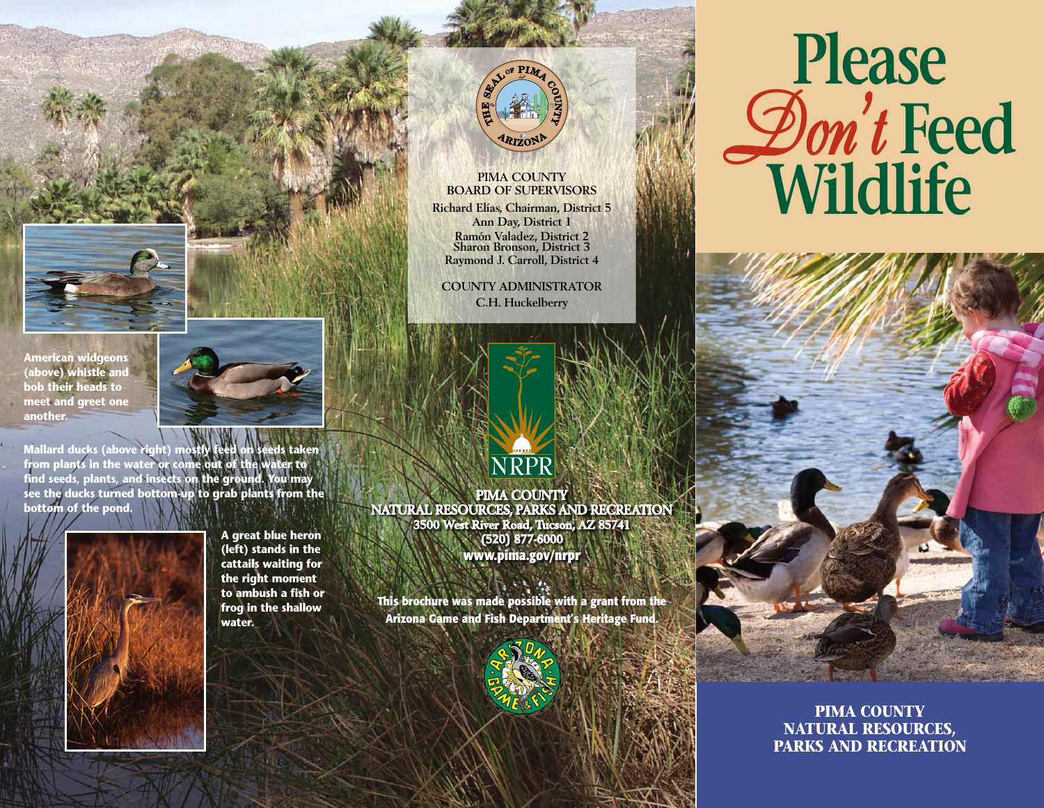American widgeons (above) whistle and bob their heads to meet and greet one another.

Mallard ducks (above right) mostly feed on seeds taken from plants in the water or come out of the water to find seeds, plants, and insects on the ground. You may see the ducks turned bottom-up to grab plants from the bottom of the pond.

A great blue heron (left) stands in the cattails waiting for the right moment to ambush a fish or frog in the shallow water.

THE SEAL OF PIMA COUNTY ARIZONA

PIMA COUNTY
BOARD OF SUPERVISORS

Richard Elías, Chairman, District 5
Ann Day, District 1
Ramón Valadez, District 2
Sharon Bronson, District 3
Raymond J. Carroll, District 4

COUNTY ADMINISTRATOR
C.H. Huckelberry

NRPR

PIMA COUNTY
NATURAL RESOURCES, PARKS AND RECREATION
3500 West River Road, Tucson, AZ 85741
(520) 877-6000
www.pima.gov/nrpr

This brochure was made possible with a grant from the Arizona Game and Fish Department's Heritage Fund.

ARIZONA GAME & FISH

# Please *Don't* Feed Wildlife

**PIMA COUNTY
NATURAL RESOURCES,
PARKS AND RECREATION**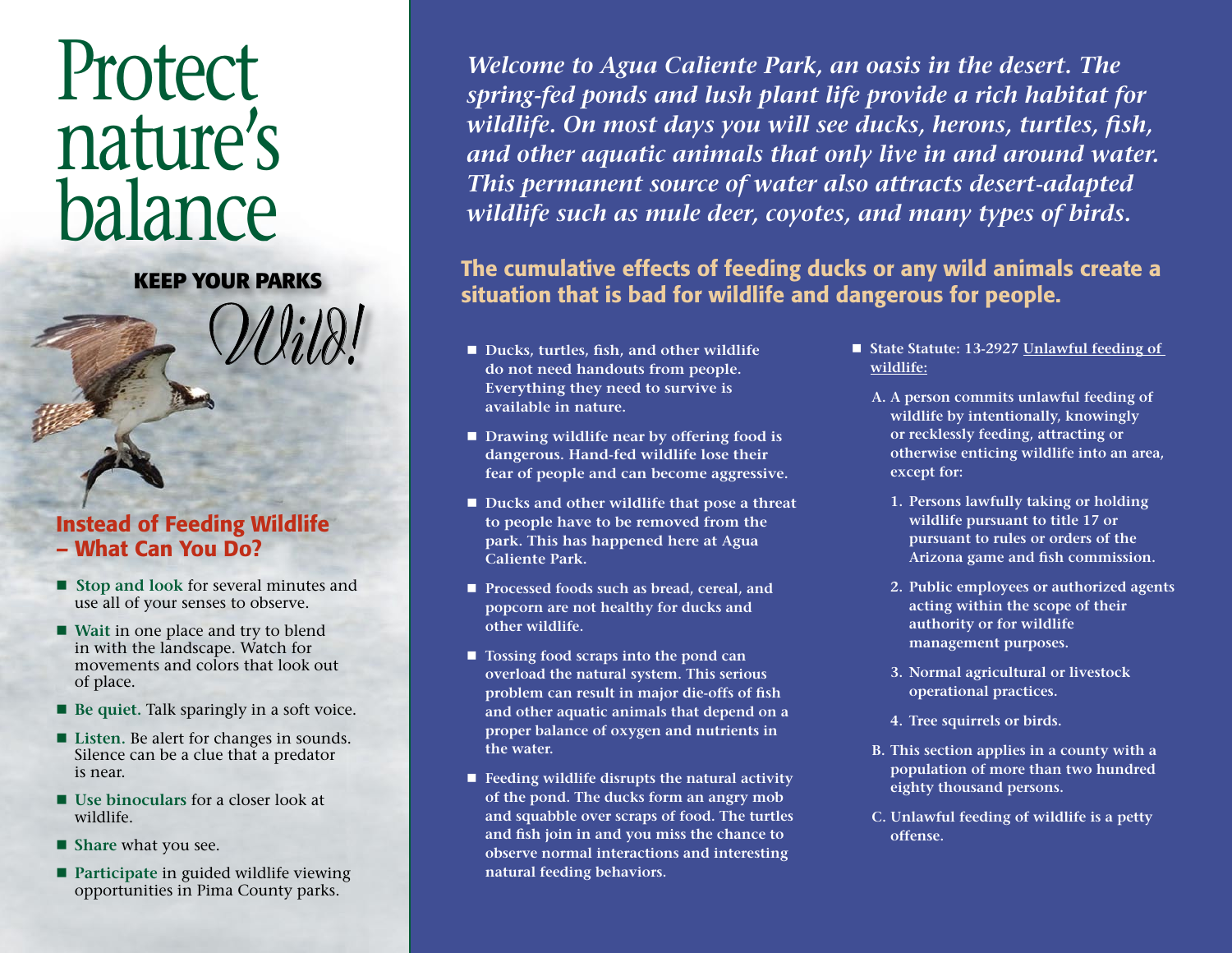# Protect nature's balance

## KEEP YOUR PARKS *Wild!*

### Instead of Feeding Wildlife – What Can You Do?

- **Stop and look** for several minutes and use all of your senses to observe.
- **Wait** in one place and try to blend in with the landscape. Watch for movements and colors that look out of place.
- **Be quiet.** Talk sparingly in a soft voice.
- **Listen.** Be alert for changes in sounds. Silence can be a clue that a predator is near.
- **Use binoculars** for a closer look at wildlife.
- **Share** what you see.
- **Participate** in guided wildlife viewing opportunities in Pima County parks.

*Welcome to Agua Caliente Park, an oasis in the desert. The spring-fed ponds and lush plant life provide a rich habitat for wildlife. On most days you will see ducks, herons, turtles, fish, and other aquatic animals that only live in and around water. This permanent source of water also attracts desert-adapted wildlife such as mule deer, coyotes, and many types of birds.*

## The cumulative effects of feeding ducks or any wild animals create a situation that is bad for wildlife and dangerous for people.

- **Ducks, turtles, fish, and other wildlife do not need handouts from people. Everything they need to survive is available in nature.**
- **Drawing wildlife near by offering food is dangerous. Hand-fed wildlife lose their fear of people and can become aggressive.**
- **Ducks and other wildlife that pose a threat to people have to be removed from the park. This has happened here at Agua Caliente Park.**
- **Processed foods such as bread, cereal, and popcorn are not healthy for ducks and other wildlife.**
- **Tossing food scraps into the pond can overload the natural system. This serious problem can result in major die-offs of fish and other aquatic animals that depend on a proper balance of oxygen and nutrients in the water.**
- **Feeding wildlife disrupts the natural activity of the pond. The ducks form an angry mob and squabble over scraps of food. The turtles and fish join in and you miss the chance to observe normal interactions and interesting natural feeding behaviors.**
- **State Statute: 13-2927 Unlawful feeding of wildlife:**

  **A. A person commits unlawful feeding of wildlife by intentionally, knowingly or recklessly feeding, attracting or otherwise enticing wildlife into an area, except for:**

  **1. Persons lawfully taking or holding wildlife pursuant to title 17 or pursuant to rules or orders of the Arizona game and fish commission.**

  **2. Public employees or authorized agents acting within the scope of their authority or for wildlife management purposes.**

  **3. Normal agricultural or livestock operational practices.**

  **4. Tree squirrels or birds.**

  **B. This section applies in a county with a population of more than two hundred eighty thousand persons.**

  **C. Unlawful feeding of wildlife is a petty offense.**